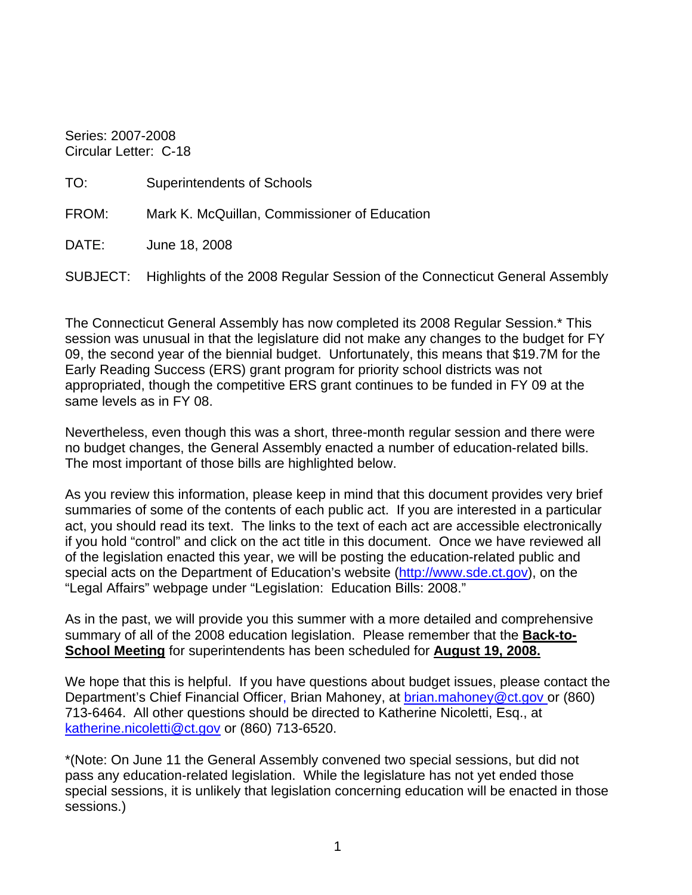Series: 2007-2008
Circular Letter: C-18

TO: Superintendents of Schools

FROM: Mark K. McQuillan, Commissioner of Education

DATE: June 18, 2008

SUBJECT: Highlights of the 2008 Regular Session of the Connecticut General Assembly

The Connecticut General Assembly has now completed its 2008 Regular Session.* This session was unusual in that the legislature did not make any changes to the budget for FY 09, the second year of the biennial budget. Unfortunately, this means that $19.7M for the Early Reading Success (ERS) grant program for priority school districts was not appropriated, though the competitive ERS grant continues to be funded in FY 09 at the same levels as in FY 08.

Nevertheless, even though this was a short, three-month regular session and there were no budget changes, the General Assembly enacted a number of education-related bills. The most important of those bills are highlighted below.

As you review this information, please keep in mind that this document provides very brief summaries of some of the contents of each public act. If you are interested in a particular act, you should read its text. The links to the text of each act are accessible electronically if you hold "control" and click on the act title in this document. Once we have reviewed all of the legislation enacted this year, we will be posting the education-related public and special acts on the Department of Education's website (http://www.sde.ct.gov), on the "Legal Affairs" webpage under "Legislation: Education Bills: 2008."

As in the past, we will provide you this summer with a more detailed and comprehensive summary of all of the 2008 education legislation. Please remember that the **Back-to-School Meeting** for superintendents has been scheduled for **August 19, 2008.**

We hope that this is helpful. If you have questions about budget issues, please contact the Department's Chief Financial Officer, Brian Mahoney, at brian.mahoney@ct.gov or (860) 713-6464. All other questions should be directed to Katherine Nicoletti, Esq., at katherine.nicoletti@ct.gov or (860) 713-6520.

*(Note: On June 11 the General Assembly convened two special sessions, but did not pass any education-related legislation. While the legislature has not yet ended those special sessions, it is unlikely that legislation concerning education will be enacted in those sessions.)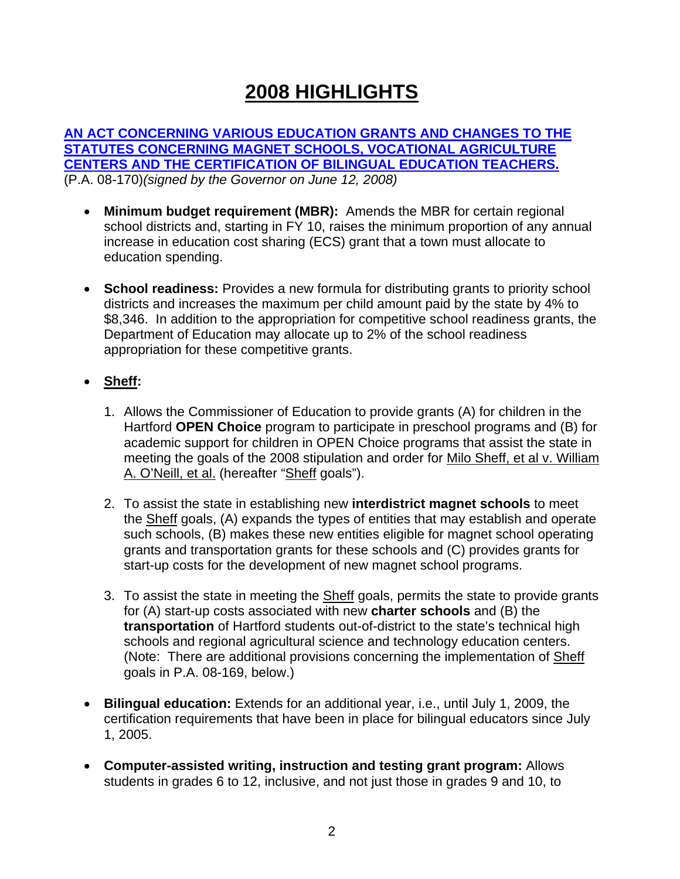# 2008 HIGHLIGHTS

**AN ACT CONCERNING VARIOUS EDUCATION GRANTS AND CHANGES TO THE STATUTES CONCERNING MAGNET SCHOOLS, VOCATIONAL AGRICULTURE CENTERS AND THE CERTIFICATION OF BILINGUAL EDUCATION TEACHERS.**
(P.A. 08-170)*(signed by the Governor on June 12, 2008)*

- **Minimum budget requirement (MBR):** Amends the MBR for certain regional school districts and, starting in FY 10, raises the minimum proportion of any annual increase in education cost sharing (ECS) grant that a town must allocate to education spending.

- **School readiness:** Provides a new formula for distributing grants to priority school districts and increases the maximum per child amount paid by the state by 4% to $8,346. In addition to the appropriation for competitive school readiness grants, the Department of Education may allocate up to 2% of the school readiness appropriation for these competitive grants.

- **Sheff:**

  1. Allows the Commissioner of Education to provide grants (A) for children in the Hartford **OPEN Choice** program to participate in preschool programs and (B) for academic support for children in OPEN Choice programs that assist the state in meeting the goals of the 2008 stipulation and order for Milo Sheff, et al v. William A. O'Neill, et al. (hereafter "Sheff goals").

  2. To assist the state in establishing new **interdistrict magnet schools** to meet the Sheff goals, (A) expands the types of entities that may establish and operate such schools, (B) makes these new entities eligible for magnet school operating grants and transportation grants for these schools and (C) provides grants for start-up costs for the development of new magnet school programs.

  3. To assist the state in meeting the Sheff goals, permits the state to provide grants for (A) start-up costs associated with new **charter schools** and (B) the **transportation** of Hartford students out-of-district to the state's technical high schools and regional agricultural science and technology education centers. (Note: There are additional provisions concerning the implementation of Sheff goals in P.A. 08-169, below.)

- **Bilingual education:** Extends for an additional year, i.e., until July 1, 2009, the certification requirements that have been in place for bilingual educators since July 1, 2005.

- **Computer-assisted writing, instruction and testing grant program:** Allows students in grades 6 to 12, inclusive, and not just those in grades 9 and 10, to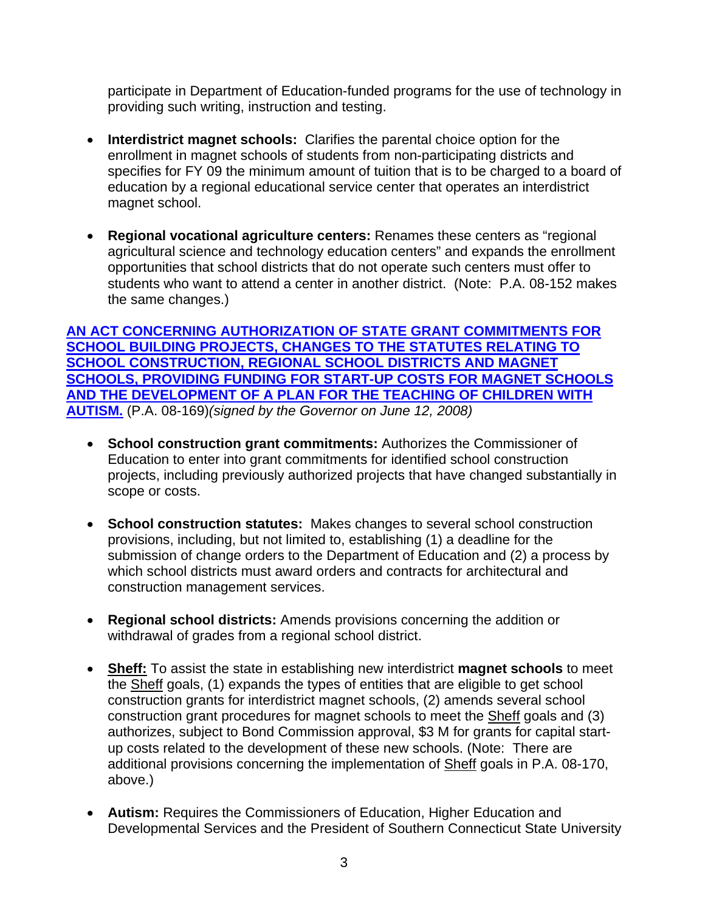participate in Department of Education-funded programs for the use of technology in providing such writing, instruction and testing.

- **Interdistrict magnet schools:** Clarifies the parental choice option for the enrollment in magnet schools of students from non-participating districts and specifies for FY 09 the minimum amount of tuition that is to be charged to a board of education by a regional educational service center that operates an interdistrict magnet school.

- **Regional vocational agriculture centers:** Renames these centers as "regional agricultural science and technology education centers" and expands the enrollment opportunities that school districts that do not operate such centers must offer to students who want to attend a center in another district. (Note: P.A. 08-152 makes the same changes.)

**AN ACT CONCERNING AUTHORIZATION OF STATE GRANT COMMITMENTS FOR SCHOOL BUILDING PROJECTS, CHANGES TO THE STATUTES RELATING TO SCHOOL CONSTRUCTION, REGIONAL SCHOOL DISTRICTS AND MAGNET SCHOOLS, PROVIDING FUNDING FOR START-UP COSTS FOR MAGNET SCHOOLS AND THE DEVELOPMENT OF A PLAN FOR THE TEACHING OF CHILDREN WITH AUTISM.** (P.A. 08-169)*(signed by the Governor on June 12, 2008)*

- **School construction grant commitments:** Authorizes the Commissioner of Education to enter into grant commitments for identified school construction projects, including previously authorized projects that have changed substantially in scope or costs.

- **School construction statutes:** Makes changes to several school construction provisions, including, but not limited to, establishing (1) a deadline for the submission of change orders to the Department of Education and (2) a process by which school districts must award orders and contracts for architectural and construction management services.

- **Regional school districts:** Amends provisions concerning the addition or withdrawal of grades from a regional school district.

- **Sheff:** To assist the state in establishing new interdistrict **magnet schools** to meet the Sheff goals, (1) expands the types of entities that are eligible to get school construction grants for interdistrict magnet schools, (2) amends several school construction grant procedures for magnet schools to meet the Sheff goals and (3) authorizes, subject to Bond Commission approval, $3 M for grants for capital start-up costs related to the development of these new schools. (Note: There are additional provisions concerning the implementation of Sheff goals in P.A. 08-170, above.)

- **Autism:** Requires the Commissioners of Education, Higher Education and Developmental Services and the President of Southern Connecticut State University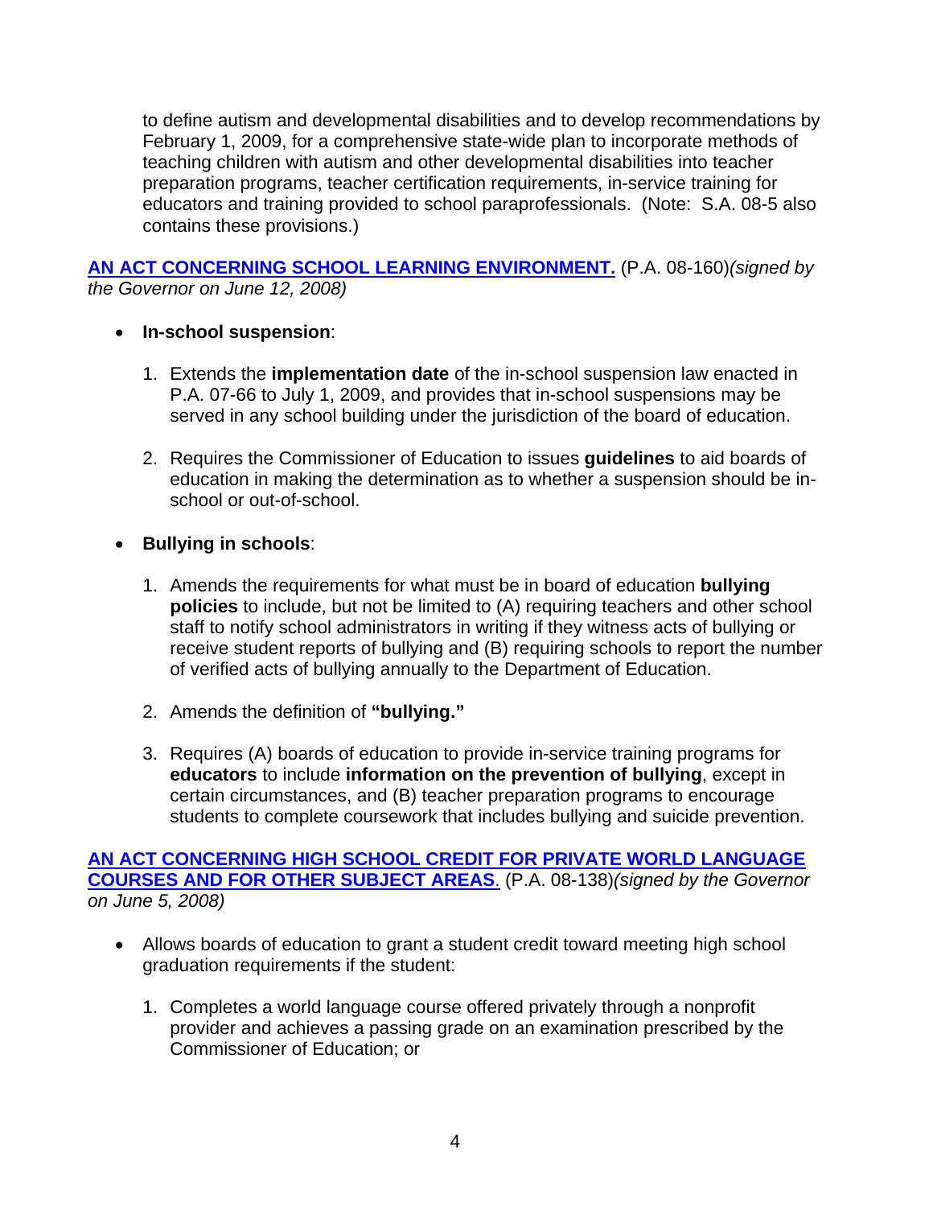to define autism and developmental disabilities and to develop recommendations by February 1, 2009, for a comprehensive state-wide plan to incorporate methods of teaching children with autism and other developmental disabilities into teacher preparation programs, teacher certification requirements, in-service training for educators and training provided to school paraprofessionals. (Note: S.A. 08-5 also contains these provisions.)

**AN ACT CONCERNING SCHOOL LEARNING ENVIRONMENT.** (P.A. 08-160)*(signed by the Governor on June 12, 2008)*

- **In-school suspension**:

  1. Extends the **implementation date** of the in-school suspension law enacted in P.A. 07-66 to July 1, 2009, and provides that in-school suspensions may be served in any school building under the jurisdiction of the board of education.

  2. Requires the Commissioner of Education to issues **guidelines** to aid boards of education in making the determination as to whether a suspension should be in-school or out-of-school.

- **Bullying in schools**:

  1. Amends the requirements for what must be in board of education **bullying policies** to include, but not be limited to (A) requiring teachers and other school staff to notify school administrators in writing if they witness acts of bullying or receive student reports of bullying and (B) requiring schools to report the number of verified acts of bullying annually to the Department of Education.

  2. Amends the definition of **"bullying."**

  3. Requires (A) boards of education to provide in-service training programs for **educators** to include **information on the prevention of bullying**, except in certain circumstances, and (B) teacher preparation programs to encourage students to complete coursework that includes bullying and suicide prevention.

**AN ACT CONCERNING HIGH SCHOOL CREDIT FOR PRIVATE WORLD LANGUAGE COURSES AND FOR OTHER SUBJECT AREAS**. (P.A. 08-138)*(signed by the Governor on June 5, 2008)*

- Allows boards of education to grant a student credit toward meeting high school graduation requirements if the student:

  1. Completes a world language course offered privately through a nonprofit provider and achieves a passing grade on an examination prescribed by the Commissioner of Education; or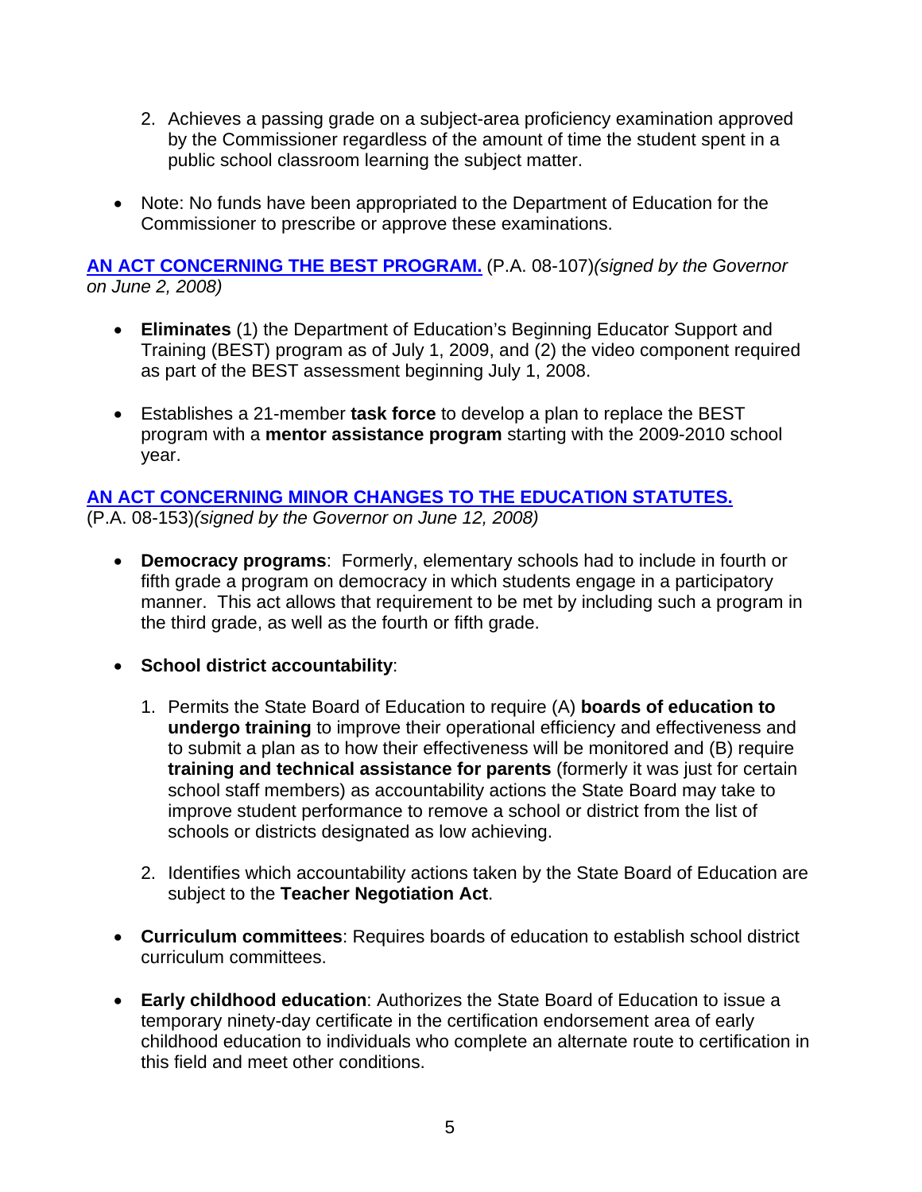2. Achieves a passing grade on a subject-area proficiency examination approved by the Commissioner regardless of the amount of time the student spent in a public school classroom learning the subject matter.

- Note: No funds have been appropriated to the Department of Education for the Commissioner to prescribe or approve these examinations.

**AN ACT CONCERNING THE BEST PROGRAM.** (P.A. 08-107)*(signed by the Governor on June 2, 2008)*

- **Eliminates** (1) the Department of Education's Beginning Educator Support and Training (BEST) program as of July 1, 2009, and (2) the video component required as part of the BEST assessment beginning July 1, 2008.

- Establishes a 21-member **task force** to develop a plan to replace the BEST program with a **mentor assistance program** starting with the 2009-2010 school year.

**AN ACT CONCERNING MINOR CHANGES TO THE EDUCATION STATUTES.** (P.A. 08-153)*(signed by the Governor on June 12, 2008)*

- **Democracy programs**: Formerly, elementary schools had to include in fourth or fifth grade a program on democracy in which students engage in a participatory manner. This act allows that requirement to be met by including such a program in the third grade, as well as the fourth or fifth grade.

- **School district accountability**:

  1. Permits the State Board of Education to require (A) **boards of education to undergo training** to improve their operational efficiency and effectiveness and to submit a plan as to how their effectiveness will be monitored and (B) require **training and technical assistance for parents** (formerly it was just for certain school staff members) as accountability actions the State Board may take to improve student performance to remove a school or district from the list of schools or districts designated as low achieving.

  2. Identifies which accountability actions taken by the State Board of Education are subject to the **Teacher Negotiation Act**.

- **Curriculum committees**: Requires boards of education to establish school district curriculum committees.

- **Early childhood education**: Authorizes the State Board of Education to issue a temporary ninety-day certificate in the certification endorsement area of early childhood education to individuals who complete an alternate route to certification in this field and meet other conditions.